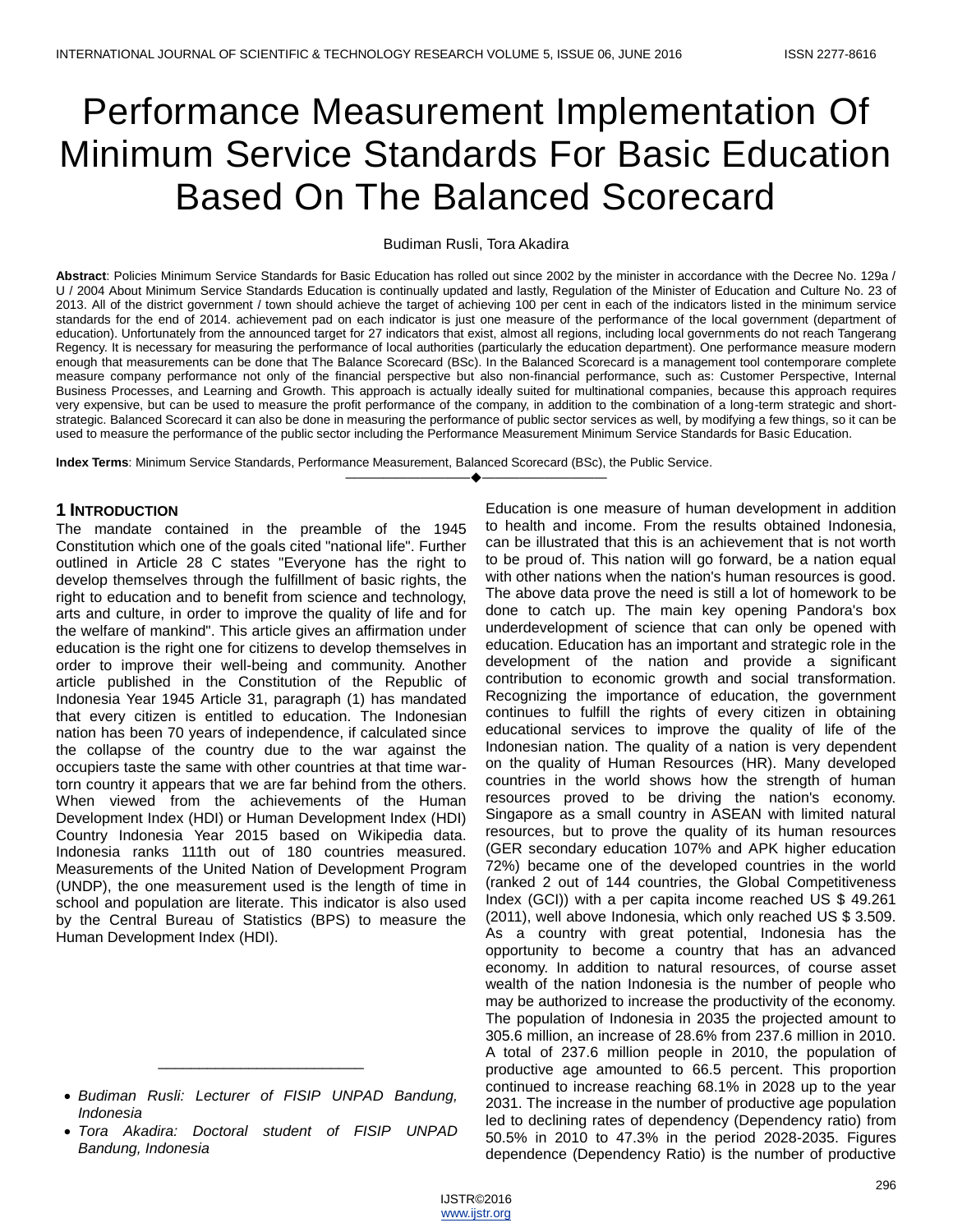# Performance Measurement Implementation Of Minimum Service Standards For Basic Education Based On The Balanced Scorecard

Budiman Rusli, Tora Akadira

**Abstract**: Policies Minimum Service Standards for Basic Education has rolled out since 2002 by the minister in accordance with the Decree No. 129a / U / 2004 About Minimum Service Standards Education is continually updated and lastly, Regulation of the Minister of Education and Culture No. 23 of 2013. All of the district government / town should achieve the target of achieving 100 per cent in each of the indicators listed in the minimum service standards for the end of 2014. achievement pad on each indicator is just one measure of the performance of the local government (department of education). Unfortunately from the announced target for 27 indicators that exist, almost all regions, including local governments do not reach Tangerang Regency. It is necessary for measuring the performance of local authorities (particularly the education department). One performance measure modern enough that measurements can be done that The Balance Scorecard (BSc). In the Balanced Scorecard is a management tool contemporare complete measure company performance not only of the financial perspective but also non-financial performance, such as: Customer Perspective, Internal Business Processes, and Learning and Growth. This approach is actually ideally suited for multinational companies, because this approach requires very expensive, but can be used to measure the profit performance of the company, in addition to the combination of a long-term strategic and short-strategic. Balanced Scorecard it can also be done in measuring the performance of public sector services as well, by modifying a few things, so it can be used to measure the performance of the public sector including the Performance Measurement Minimum Service Standards for Basic Education.

**Index Terms**: Minimum Service Standards, Performance Measurement, Balanced Scorecard (BSc), the Public Service.

## 1 Introduction

The mandate contained in the preamble of the 1945 Constitution which one of the goals cited "national life". Further outlined in Article 28 C states "Everyone has the right to develop themselves through the fulfillment of basic rights, the right to education and to benefit from science and technology, arts and culture, in order to improve the quality of life and for the welfare of mankind". This article gives an affirmation under education is the right one for citizens to develop themselves in order to improve their well-being and community. Another article published in the Constitution of the Republic of Indonesia Year 1945 Article 31, paragraph (1) has mandated that every citizen is entitled to education. The Indonesian nation has been 70 years of independence, if calculated since the collapse of the country due to the war against the occupiers taste the same with other countries at that time war-torn country it appears that we are far behind from the others. When viewed from the achievements of the Human Development Index (HDI) or Human Development Index (HDI) Country Indonesia Year 2015 based on Wikipedia data. Indonesia ranks 111th out of 180 countries measured. Measurements of the United Nation of Development Program (UNDP), the one measurement used is the length of time in school and population are literate. This indicator is also used by the Central Bureau of Statistics (BPS) to measure the Human Development Index (HDI).

- *Budiman Rusli: Lecturer of FISIP UNPAD Bandung, Indonesia*
- *Tora Akadira: Doctoral student of FISIP UNPAD Bandung, Indonesia*

Education is one measure of human development in addition to health and income. From the results obtained Indonesia, can be illustrated that this is an achievement that is not worth to be proud of. This nation will go forward, be a nation equal with other nations when the nation's human resources is good. The above data prove the need is still a lot of homework to be done to catch up. The main key opening Pandora's box underdevelopment of science that can only be opened with education. Education has an important and strategic role in the development of the nation and provide a significant contribution to economic growth and social transformation. Recognizing the importance of education, the government continues to fulfill the rights of every citizen in obtaining educational services to improve the quality of life of the Indonesian nation. The quality of a nation is very dependent on the quality of Human Resources (HR). Many developed countries in the world shows how the strength of human resources proved to be driving the nation's economy. Singapore as a small country in ASEAN with limited natural resources, but to prove the quality of its human resources (GER secondary education 107% and APK higher education 72%) became one of the developed countries in the world (ranked 2 out of 144 countries, the Global Competitiveness Index (GCI)) with a per capita income reached US $ 49.261 (2011), well above Indonesia, which only reached US $ 3.509. As a country with great potential, Indonesia has the opportunity to become a country that has an advanced economy. In addition to natural resources, of course asset wealth of the nation Indonesia is the number of people who may be authorized to increase the productivity of the economy. The population of Indonesia in 2035 the projected amount to 305.6 million, an increase of 28.6% from 237.6 million in 2010. A total of 237.6 million people in 2010, the population of productive age amounted to 66.5 percent. This proportion continued to increase reaching 68.1% in 2028 up to the year 2031. The increase in the number of productive age population led to declining rates of dependency (Dependency ratio) from 50.5% in 2010 to 47.3% in the period 2028-2035. Figures dependence (Dependency Ratio) is the number of productive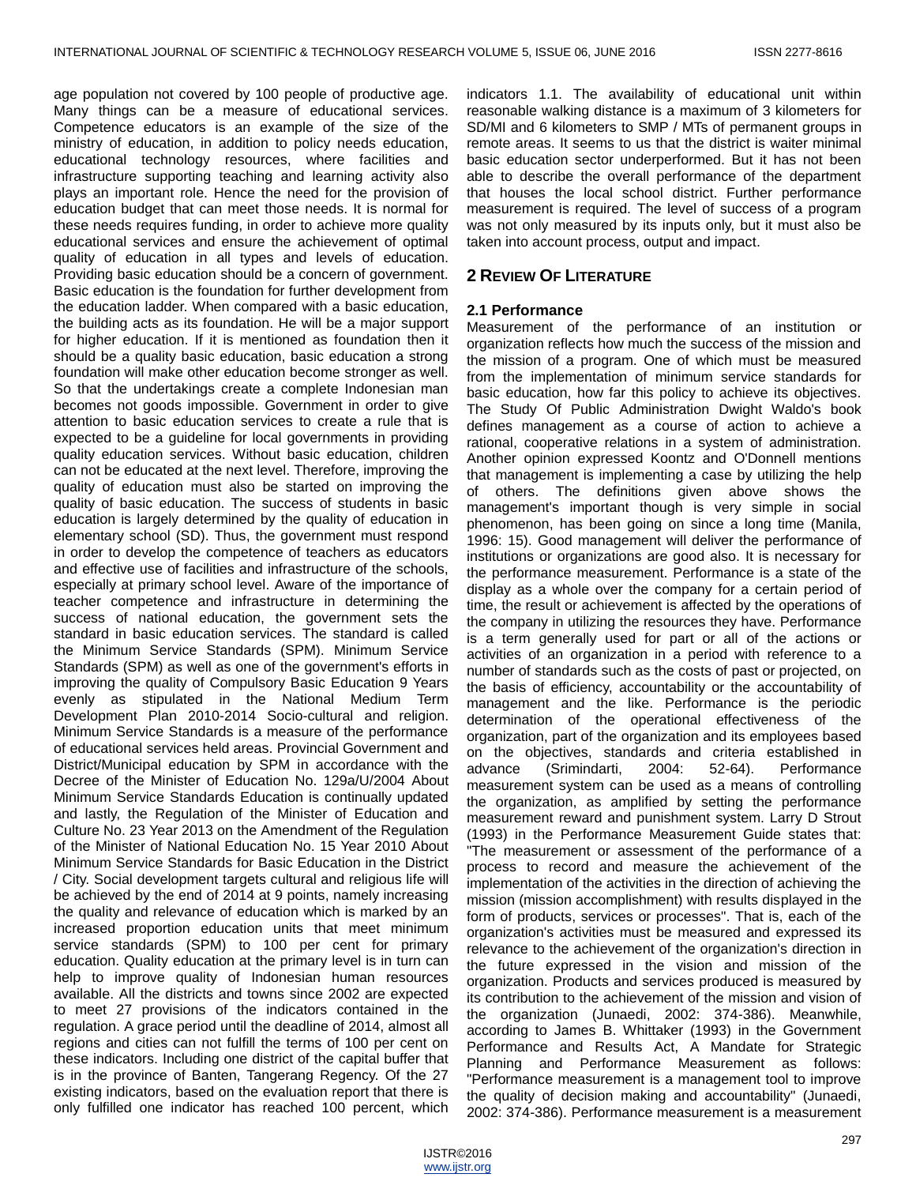age population not covered by 100 people of productive age. Many things can be a measure of educational services. Competence educators is an example of the size of the ministry of education, in addition to policy needs education, educational technology resources, where facilities and infrastructure supporting teaching and learning activity also plays an important role. Hence the need for the provision of education budget that can meet those needs. It is normal for these needs requires funding, in order to achieve more quality educational services and ensure the achievement of optimal quality of education in all types and levels of education. Providing basic education should be a concern of government. Basic education is the foundation for further development from the education ladder. When compared with a basic education, the building acts as its foundation. He will be a major support for higher education. If it is mentioned as foundation then it should be a quality basic education, basic education a strong foundation will make other education become stronger as well. So that the undertakings create a complete Indonesian man becomes not goods impossible. Government in order to give attention to basic education services to create a rule that is expected to be a guideline for local governments in providing quality education services. Without basic education, children can not be educated at the next level. Therefore, improving the quality of education must also be started on improving the quality of basic education. The success of students in basic education is largely determined by the quality of education in elementary school (SD). Thus, the government must respond in order to develop the competence of teachers as educators and effective use of facilities and infrastructure of the schools, especially at primary school level. Aware of the importance of teacher competence and infrastructure in determining the success of national education, the government sets the standard in basic education services. The standard is called the Minimum Service Standards (SPM). Minimum Service Standards (SPM) as well as one of the government's efforts in improving the quality of Compulsory Basic Education 9 Years evenly as stipulated in the National Medium Term Development Plan 2010-2014 Socio-cultural and religion. Minimum Service Standards is a measure of the performance of educational services held areas. Provincial Government and District/Municipal education by SPM in accordance with the Decree of the Minister of Education No. 129a/U/2004 About Minimum Service Standards Education is continually updated and lastly, the Regulation of the Minister of Education and Culture No. 23 Year 2013 on the Amendment of the Regulation of the Minister of National Education No. 15 Year 2010 About Minimum Service Standards for Basic Education in the District / City. Social development targets cultural and religious life will be achieved by the end of 2014 at 9 points, namely increasing the quality and relevance of education which is marked by an increased proportion education units that meet minimum service standards (SPM) to 100 per cent for primary education. Quality education at the primary level is in turn can help to improve quality of Indonesian human resources available. All the districts and towns since 2002 are expected to meet 27 provisions of the indicators contained in the regulation. A grace period until the deadline of 2014, almost all regions and cities can not fulfill the terms of 100 per cent on these indicators. Including one district of the capital buffer that is in the province of Banten, Tangerang Regency. Of the 27 existing indicators, based on the evaluation report that there is only fulfilled one indicator has reached 100 percent, which indicators 1.1. The availability of educational unit within reasonable walking distance is a maximum of 3 kilometers for SD/MI and 6 kilometers to SMP / MTs of permanent groups in remote areas. It seems to us that the district is waiter minimal basic education sector underperformed. But it has not been able to describe the overall performance of the department that houses the local school district. Further performance measurement is required. The level of success of a program was not only measured by its inputs only, but it must also be taken into account process, output and impact.

## 2 Review Of Literature

### 2.1 Performance

Measurement of the performance of an institution or organization reflects how much the success of the mission and the mission of a program. One of which must be measured from the implementation of minimum service standards for basic education, how far this policy to achieve its objectives. The Study Of Public Administration Dwight Waldo's book defines management as a course of action to achieve a rational, cooperative relations in a system of administration. Another opinion expressed Koontz and O'Donnell mentions that management is implementing a case by utilizing the help of others. The definitions given above shows the management's important though is very simple in social phenomenon, has been going on since a long time (Manila, 1996: 15). Good management will deliver the performance of institutions or organizations are good also. It is necessary for the performance measurement. Performance is a state of the display as a whole over the company for a certain period of time, the result or achievement is affected by the operations of the company in utilizing the resources they have. Performance is a term generally used for part or all of the actions or activities of an organization in a period with reference to a number of standards such as the costs of past or projected, on the basis of efficiency, accountability or the accountability of management and the like. Performance is the periodic determination of the operational effectiveness of the organization, part of the organization and its employees based on the objectives, standards and criteria established in advance (Srimindarti, 2004: 52-64). Performance measurement system can be used as a means of controlling the organization, as amplified by setting the performance measurement reward and punishment system. Larry D Strout (1993) in the Performance Measurement Guide states that: "The measurement or assessment of the performance of a process to record and measure the achievement of the implementation of the activities in the direction of achieving the mission (mission accomplishment) with results displayed in the form of products, services or processes". That is, each of the organization's activities must be measured and expressed its relevance to the achievement of the organization's direction in the future expressed in the vision and mission of the organization. Products and services produced is measured by its contribution to the achievement of the mission and vision of the organization (Junaedi, 2002: 374-386). Meanwhile, according to James B. Whittaker (1993) in the Government Performance and Results Act, A Mandate for Strategic Planning and Performance Measurement as follows: "Performance measurement is a management tool to improve the quality of decision making and accountability" (Junaedi, 2002: 374-386). Performance measurement is a measurement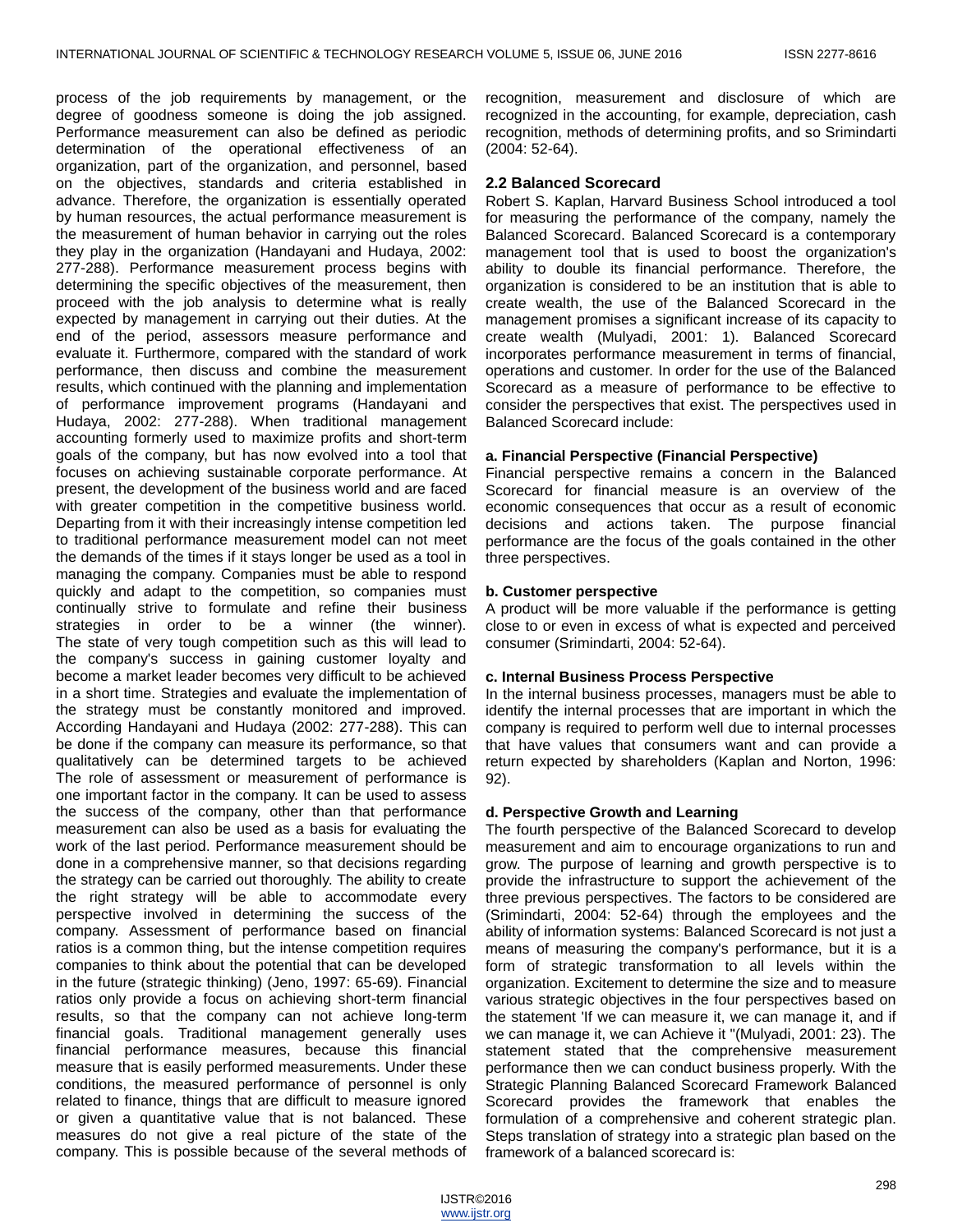process of the job requirements by management, or the degree of goodness someone is doing the job assigned. Performance measurement can also be defined as periodic determination of the operational effectiveness of an organization, part of the organization, and personnel, based on the objectives, standards and criteria established in advance. Therefore, the organization is essentially operated by human resources, the actual performance measurement is the measurement of human behavior in carrying out the roles they play in the organization (Handayani and Hudaya, 2002: 277-288). Performance measurement process begins with determining the specific objectives of the measurement, then proceed with the job analysis to determine what is really expected by management in carrying out their duties. At the end of the period, assessors measure performance and evaluate it. Furthermore, compared with the standard of work performance, then discuss and combine the measurement results, which continued with the planning and implementation of performance improvement programs (Handayani and Hudaya, 2002: 277-288). When traditional management accounting formerly used to maximize profits and short-term goals of the company, but has now evolved into a tool that focuses on achieving sustainable corporate performance. At present, the development of the business world and are faced with greater competition in the competitive business world. Departing from it with their increasingly intense competition led to traditional performance measurement model can not meet the demands of the times if it stays longer be used as a tool in managing the company. Companies must be able to respond quickly and adapt to the competition, so companies must continually strive to formulate and refine their business strategies in order to be a winner (the winner). The state of very tough competition such as this will lead to the company's success in gaining customer loyalty and become a market leader becomes very difficult to be achieved in a short time. Strategies and evaluate the implementation of the strategy must be constantly monitored and improved. According Handayani and Hudaya (2002: 277-288). This can be done if the company can measure its performance, so that qualitatively can be determined targets to be achieved The role of assessment or measurement of performance is one important factor in the company. It can be used to assess the success of the company, other than that performance measurement can also be used as a basis for evaluating the work of the last period. Performance measurement should be done in a comprehensive manner, so that decisions regarding the strategy can be carried out thoroughly. The ability to create the right strategy will be able to accommodate every perspective involved in determining the success of the company. Assessment of performance based on financial ratios is a common thing, but the intense competition requires companies to think about the potential that can be developed in the future (strategic thinking) (Jeno, 1997: 65-69). Financial ratios only provide a focus on achieving short-term financial results, so that the company can not achieve long-term financial goals. Traditional management generally uses financial performance measures, because this financial measure that is easily performed measurements. Under these conditions, the measured performance of personnel is only related to finance, things that are difficult to measure ignored or given a quantitative value that is not balanced. These measures do not give a real picture of the state of the company. This is possible because of the several methods of recognition, measurement and disclosure of which are recognized in the accounting, for example, depreciation, cash recognition, methods of determining profits, and so Srimindarti (2004: 52-64).

### 2.2 Balanced Scorecard

Robert S. Kaplan, Harvard Business School introduced a tool for measuring the performance of the company, namely the Balanced Scorecard. Balanced Scorecard is a contemporary management tool that is used to boost the organization's ability to double its financial performance. Therefore, the organization is considered to be an institution that is able to create wealth, the use of the Balanced Scorecard in the management promises a significant increase of its capacity to create wealth (Mulyadi, 2001: 1). Balanced Scorecard incorporates performance measurement in terms of financial, operations and customer. In order for the use of the Balanced Scorecard as a measure of performance to be effective to consider the perspectives that exist. The perspectives used in Balanced Scorecard include:

**a. Financial Perspective (Financial Perspective)**

Financial perspective remains a concern in the Balanced Scorecard for financial measure is an overview of the economic consequences that occur as a result of economic decisions and actions taken. The purpose financial performance are the focus of the goals contained in the other three perspectives.

**b. Customer perspective**

A product will be more valuable if the performance is getting close to or even in excess of what is expected and perceived consumer (Srimindarti, 2004: 52-64).

**c. Internal Business Process Perspective**

In the internal business processes, managers must be able to identify the internal processes that are important in which the company is required to perform well due to internal processes that have values that consumers want and can provide a return expected by shareholders (Kaplan and Norton, 1996: 92).

**d. Perspective Growth and Learning**

The fourth perspective of the Balanced Scorecard to develop measurement and aim to encourage organizations to run and grow. The purpose of learning and growth perspective is to provide the infrastructure to support the achievement of the three previous perspectives. The factors to be considered are (Srimindarti, 2004: 52-64) through the employees and the ability of information systems: Balanced Scorecard is not just a means of measuring the company's performance, but it is a form of strategic transformation to all levels within the organization. Excitement to determine the size and to measure various strategic objectives in the four perspectives based on the statement 'If we can measure it, we can manage it, and if we can manage it, we can Achieve it "(Mulyadi, 2001: 23). The statement stated that the comprehensive measurement performance then we can conduct business properly. With the Strategic Planning Balanced Scorecard Framework Balanced Scorecard provides the framework that enables the formulation of a comprehensive and coherent strategic plan. Steps translation of strategy into a strategic plan based on the framework of a balanced scorecard is: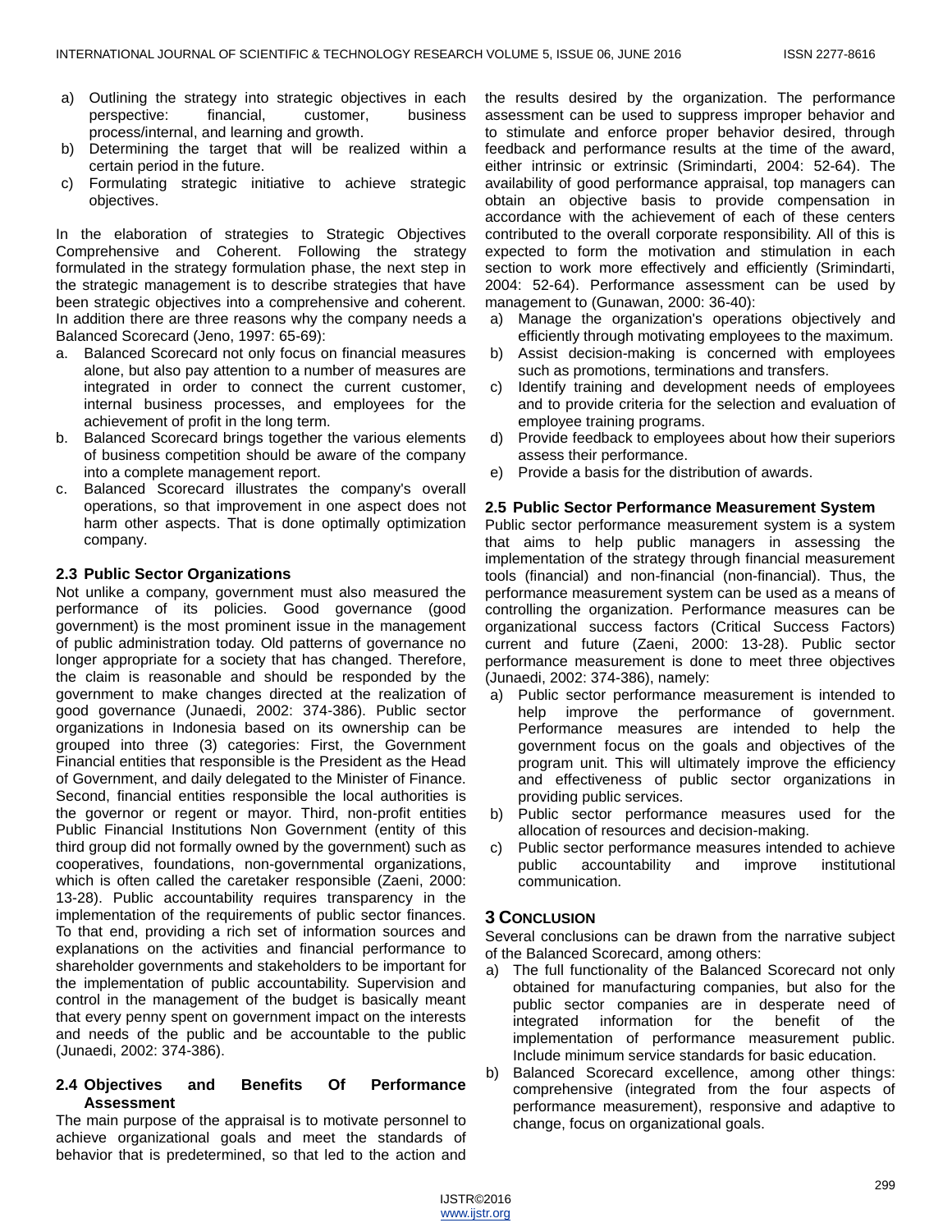a) Outlining the strategy into strategic objectives in each perspective: financial, customer, business process/internal, and learning and growth.
b) Determining the target that will be realized within a certain period in the future.
c) Formulating strategic initiative to achieve strategic objectives.

In the elaboration of strategies to Strategic Objectives Comprehensive and Coherent. Following the strategy formulated in the strategy formulation phase, the next step in the strategic management is to describe strategies that have been strategic objectives into a comprehensive and coherent. In addition there are three reasons why the company needs a Balanced Scorecard (Jeno, 1997: 65-69):

a. Balanced Scorecard not only focus on financial measures alone, but also pay attention to a number of measures are integrated in order to connect the current customer, internal business processes, and employees for the achievement of profit in the long term.
b. Balanced Scorecard brings together the various elements of business competition should be aware of the company into a complete management report.
c. Balanced Scorecard illustrates the company's overall operations, so that improvement in one aspect does not harm other aspects. That is done optimally optimization company.

### 2.3 Public Sector Organizations

Not unlike a company, government must also measured the performance of its policies. Good governance (good government) is the most prominent issue in the management of public administration today. Old patterns of governance no longer appropriate for a society that has changed. Therefore, the claim is reasonable and should be responded by the government to make changes directed at the realization of good governance (Junaedi, 2002: 374-386). Public sector organizations in Indonesia based on its ownership can be grouped into three (3) categories: First, the Government Financial entities that responsible is the President as the Head of Government, and daily delegated to the Minister of Finance. Second, financial entities responsible the local authorities is the governor or regent or mayor. Third, non-profit entities Public Financial Institutions Non Government (entity of this third group did not formally owned by the government) such as cooperatives, foundations, non-governmental organizations, which is often called the caretaker responsible (Zaeni, 2000: 13-28). Public accountability requires transparency in the implementation of the requirements of public sector finances. To that end, providing a rich set of information sources and explanations on the activities and financial performance to shareholder governments and stakeholders to be important for the implementation of public accountability. Supervision and control in the management of the budget is basically meant that every penny spent on government impact on the interests and needs of the public and be accountable to the public (Junaedi, 2002: 374-386).

### 2.4 Objectives and Benefits Of Performance Assessment

The main purpose of the appraisal is to motivate personnel to achieve organizational goals and meet the standards of behavior that is predetermined, so that led to the action and the results desired by the organization. The performance assessment can be used to suppress improper behavior and to stimulate and enforce proper behavior desired, through feedback and performance results at the time of the award, either intrinsic or extrinsic (Srimindarti, 2004: 52-64). The availability of good performance appraisal, top managers can obtain an objective basis to provide compensation in accordance with the achievement of each of these centers contributed to the overall corporate responsibility. All of this is expected to form the motivation and stimulation in each section to work more effectively and efficiently (Srimindarti, 2004: 52-64). Performance assessment can be used by management to (Gunawan, 2000: 36-40):

a) Manage the organization's operations objectively and efficiently through motivating employees to the maximum.
b) Assist decision-making is concerned with employees such as promotions, terminations and transfers.
c) Identify training and development needs of employees and to provide criteria for the selection and evaluation of employee training programs.
d) Provide feedback to employees about how their superiors assess their performance.
e) Provide a basis for the distribution of awards.

### 2.5 Public Sector Performance Measurement System

Public sector performance measurement system is a system that aims to help public managers in assessing the implementation of the strategy through financial measurement tools (financial) and non-financial (non-financial). Thus, the performance measurement system can be used as a means of controlling the organization. Performance measures can be organizational success factors (Critical Success Factors) current and future (Zaeni, 2000: 13-28). Public sector performance measurement is done to meet three objectives (Junaedi, 2002: 374-386), namely:

a) Public sector performance measurement is intended to help improve the performance of government. Performance measures are intended to help the government focus on the goals and objectives of the program unit. This will ultimately improve the efficiency and effectiveness of public sector organizations in providing public services.
b) Public sector performance measures used for the allocation of resources and decision-making.
c) Public sector performance measures intended to achieve public accountability and improve institutional communication.

## 3 Conclusion

Several conclusions can be drawn from the narrative subject of the Balanced Scorecard, among others:

a) The full functionality of the Balanced Scorecard not only obtained for manufacturing companies, but also for the public sector companies are in desperate need of integrated information for the benefit of the implementation of performance measurement public. Include minimum service standards for basic education.
b) Balanced Scorecard excellence, among other things: comprehensive (integrated from the four aspects of performance measurement), responsive and adaptive to change, focus on organizational goals.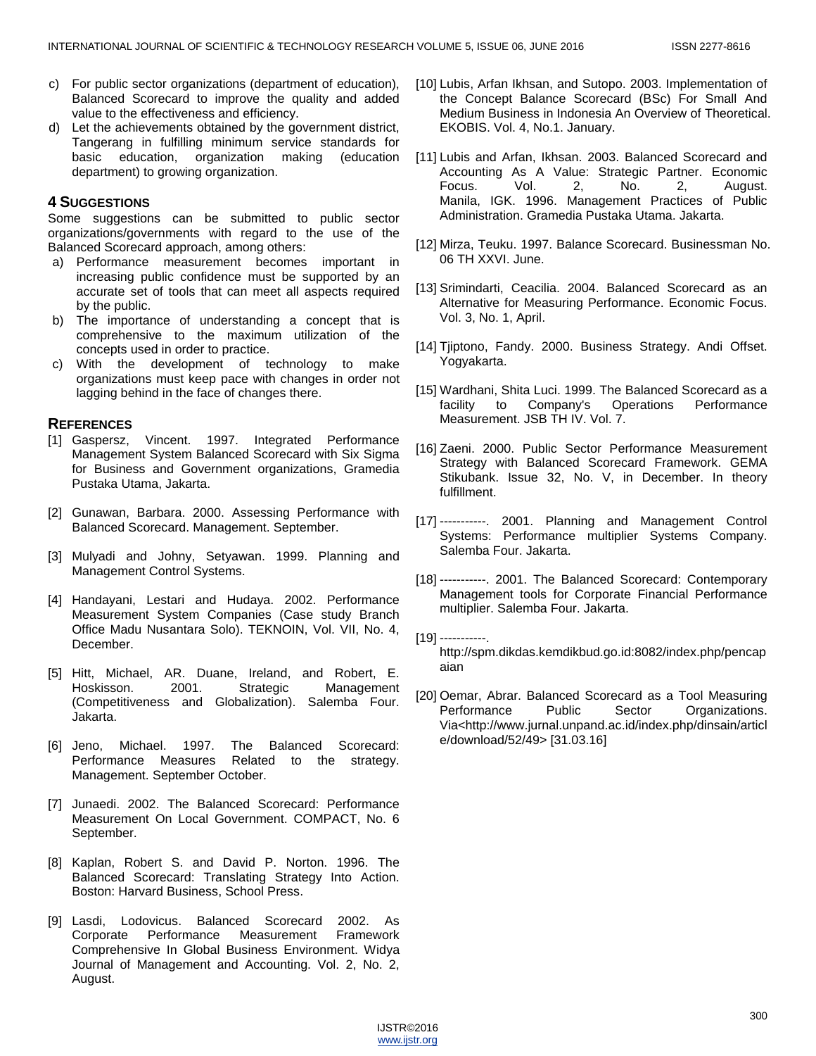c) For public sector organizations (department of education), Balanced Scorecard to improve the quality and added value to the effectiveness and efficiency.
d) Let the achievements obtained by the government district, Tangerang in fulfilling minimum service standards for basic education, organization making (education department) to growing organization.

## 4 Suggestions

Some suggestions can be submitted to public sector organizations/governments with regard to the use of the Balanced Scorecard approach, among others:

a) Performance measurement becomes important in increasing public confidence must be supported by an accurate set of tools that can meet all aspects required by the public.
b) The importance of understanding a concept that is comprehensive to the maximum utilization of the concepts used in order to practice.
c) With the development of technology to make organizations must keep pace with changes in order not lagging behind in the face of changes there.

## References

[1] Gaspersz, Vincent. 1997. Integrated Performance Management System Balanced Scorecard with Six Sigma for Business and Government organizations, Gramedia Pustaka Utama, Jakarta.

[2] Gunawan, Barbara. 2000. Assessing Performance with Balanced Scorecard. Management. September.

[3] Mulyadi and Johny, Setyawan. 1999. Planning and Management Control Systems.

[4] Handayani, Lestari and Hudaya. 2002. Performance Measurement System Companies (Case study Branch Office Madu Nusantara Solo). TEKNOIN, Vol. VII, No. 4, December.

[5] Hitt, Michael, AR. Duane, Ireland, and Robert, E. Hoskisson. 2001. Strategic Management (Competitiveness and Globalization). Salemba Four. Jakarta.

[6] Jeno, Michael. 1997. The Balanced Scorecard: Performance Measures Related to the strategy. Management. September October.

[7] Junaedi. 2002. The Balanced Scorecard: Performance Measurement On Local Government. COMPACT, No. 6 September.

[8] Kaplan, Robert S. and David P. Norton. 1996. The Balanced Scorecard: Translating Strategy Into Action. Boston: Harvard Business, School Press.

[9] Lasdi, Lodovicus. Balanced Scorecard 2002. As Corporate Performance Measurement Framework Comprehensive In Global Business Environment. Widya Journal of Management and Accounting. Vol. 2, No. 2, August.

[10] Lubis, Arfan Ikhsan, and Sutopo. 2003. Implementation of the Concept Balance Scorecard (BSc) For Small And Medium Business in Indonesia An Overview of Theoretical. EKOBIS. Vol. 4, No.1. January.

[11] Lubis and Arfan, Ikhsan. 2003. Balanced Scorecard and Accounting As A Value: Strategic Partner. Economic Focus. Vol. 2, No. 2, August. Manila, IGK. 1996. Management Practices of Public Administration. Gramedia Pustaka Utama. Jakarta.

[12] Mirza, Teuku. 1997. Balance Scorecard. Businessman No. 06 TH XXVI. June.

[13] Srimindarti, Ceacilia. 2004. Balanced Scorecard as an Alternative for Measuring Performance. Economic Focus. Vol. 3, No. 1, April.

[14] Tjiptono, Fandy. 2000. Business Strategy. Andi Offset. Yogyakarta.

[15] Wardhani, Shita Luci. 1999. The Balanced Scorecard as a facility to Company's Operations Performance Measurement. JSB TH IV. Vol. 7.

[16] Zaeni. 2000. Public Sector Performance Measurement Strategy with Balanced Scorecard Framework. GEMA Stikubank. Issue 32, No. V, in December. In theory fulfillment.

[17] -----------. 2001. Planning and Management Control Systems: Performance multiplier Systems Company. Salemba Four. Jakarta.

[18] -----------. 2001. The Balanced Scorecard: Contemporary Management tools for Corporate Financial Performance multiplier. Salemba Four. Jakarta.

[19] -----------. http://spm.dikdas.kemdikbud.go.id:8082/index.php/pencapaian

[20] Oemar, Abrar. Balanced Scorecard as a Tool Measuring Performance Public Sector Organizations. Via<http://www.jurnal.unpand.ac.id/index.php/dinsain/article/download/52/49> [31.03.16]